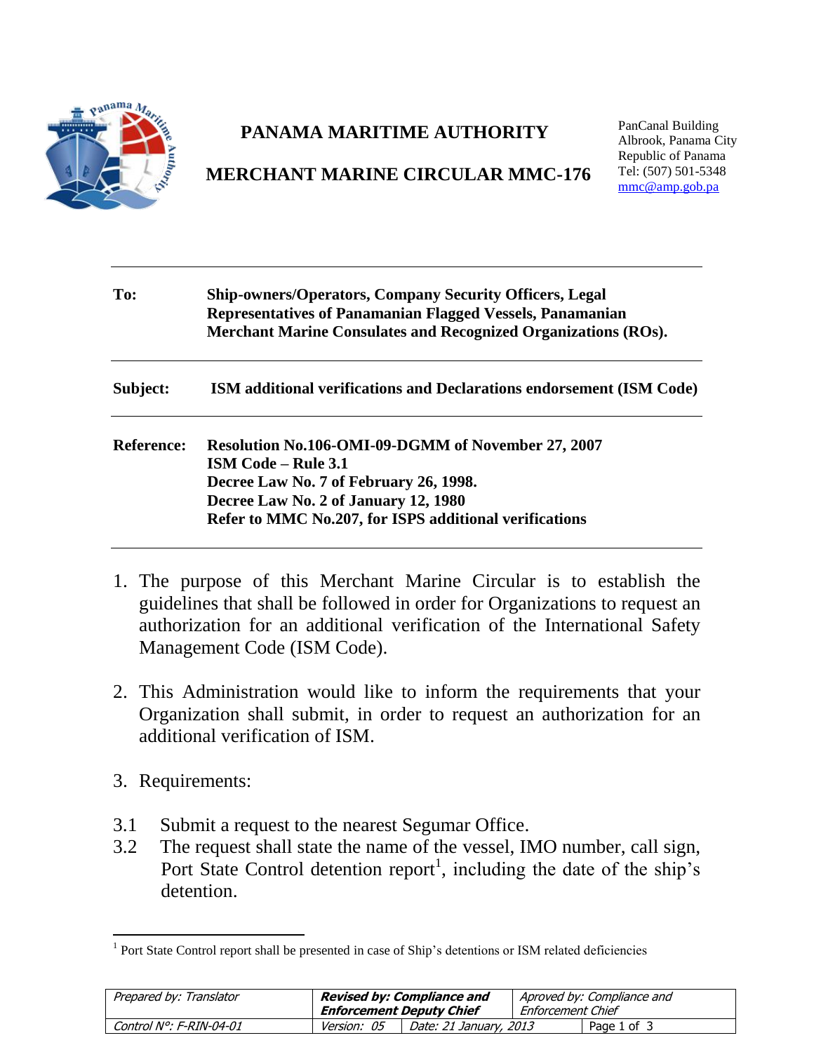# PANAMA MARITIME AUTHORITY

## MERCHANT MARINE CIRCULAR MMC-176

PanCanal Building
Albrook, Panama City
Republic of Panama
Tel: (507) 501-5348
mmc@amp.gob.pa

---

**To:** **Ship-owners/Operators, Company Security Officers, Legal Representatives of Panamanian Flagged Vessels, Panamanian Merchant Marine Consulates and Recognized Organizations (ROs).**

---

**Subject:** **ISM additional verifications and Declarations endorsement (ISM Code)**

---

**Reference:** **Resolution No.106-OMI-09-DGMM of November 27, 2007**
**ISM Code – Rule 3.1**
**Decree Law No. 7 of February 26, 1998.**
**Decree Law No. 2 of January 12, 1980**
**Refer to MMC No.207, for ISPS additional verifications**

---

1. The purpose of this Merchant Marine Circular is to establish the guidelines that shall be followed in order for Organizations to request an authorization for an additional verification of the International Safety Management Code (ISM Code).

2. This Administration would like to inform the requirements that your Organization shall submit, in order to request an authorization for an additional verification of ISM.

3. Requirements:

3.1 Submit a request to the nearest Segumar Office.

3.2 The request shall state the name of the vessel, IMO number, call sign, Port State Control detention report[1], including the date of the ship's detention.

---

[1] Port State Control report shall be presented in case of Ship's detentions or ISM related deficiencies

| Prepared by: Translator | Revised by: Compliance and Enforcement Deputy Chief | | Aproved by: Compliance and Enforcement Chief | |
|---|---|---|---|---|
| Control N°: F-RIN-04-01 | Version: 05 | Date: 21 January, 2013 | | |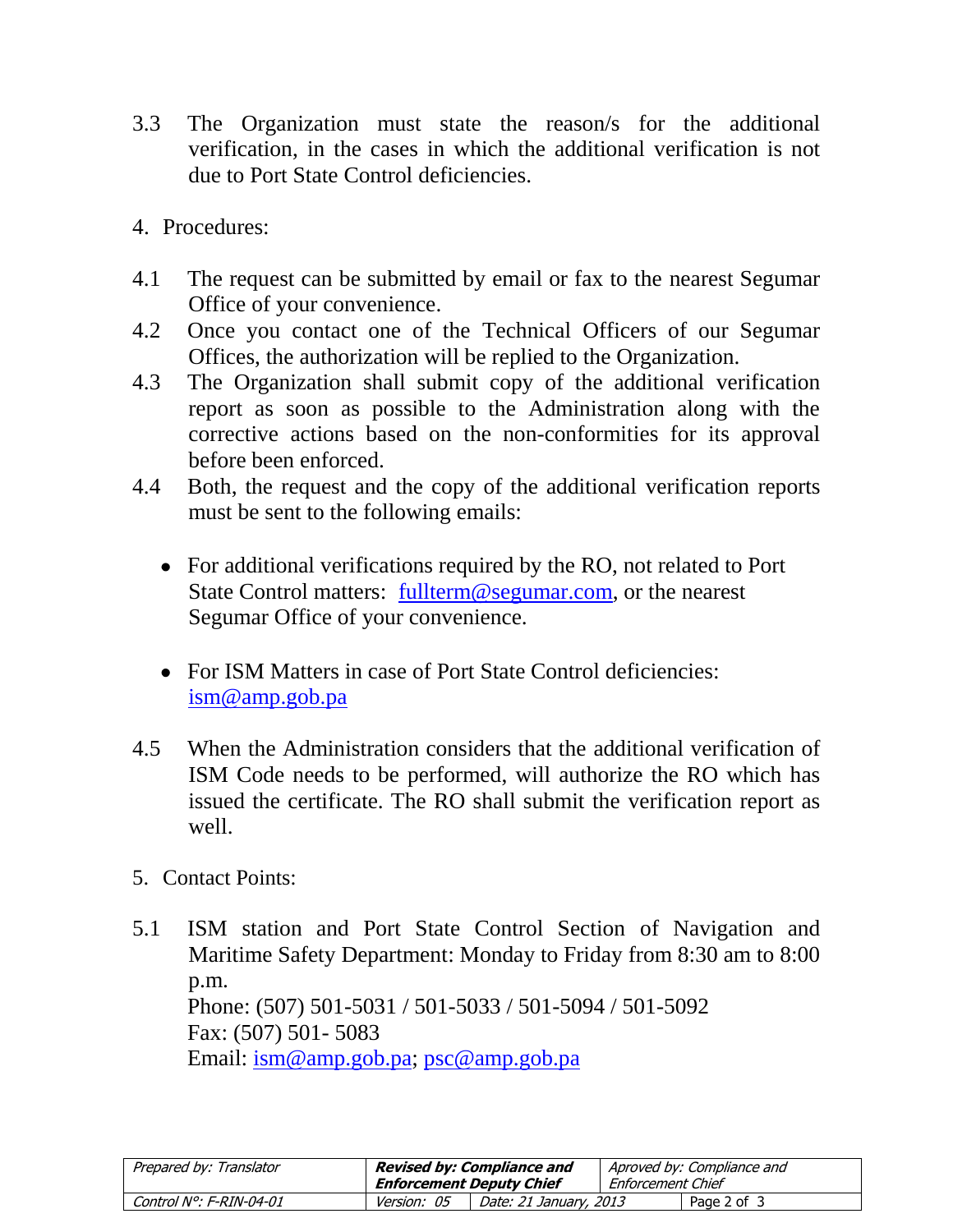3.3 The Organization must state the reason/s for the additional verification, in the cases in which the additional verification is not due to Port State Control deficiencies.

4. Procedures:

4.1 The request can be submitted by email or fax to the nearest Segumar Office of your convenience.

4.2 Once you contact one of the Technical Officers of our Segumar Offices, the authorization will be replied to the Organization.

4.3 The Organization shall submit copy of the additional verification report as soon as possible to the Administration along with the corrective actions based on the non-conformities for its approval before been enforced.

4.4 Both, the request and the copy of the additional verification reports must be sent to the following emails:

- For additional verifications required by the RO, not related to Port State Control matters: fullterm@segumar.com, or the nearest Segumar Office of your convenience.

- For ISM Matters in case of Port State Control deficiencies: ism@amp.gob.pa

4.5 When the Administration considers that the additional verification of ISM Code needs to be performed, will authorize the RO which has issued the certificate. The RO shall submit the verification report as well.

5. Contact Points:

5.1 ISM station and Port State Control Section of Navigation and Maritime Safety Department: Monday to Friday from 8:30 am to 8:00 p.m.
Phone: (507) 501-5031 / 501-5033 / 501-5094 / 501-5092
Fax: (507) 501- 5083
Email: ism@amp.gob.pa; psc@amp.gob.pa

| *Prepared by: Translator* | ***Revised by: Compliance and Enforcement Deputy Chief*** | | *Aproved by: Compliance and Enforcement Chief* |
|---|---|---|---|
| *Control N°: F-RIN-04-01* | *Version: 05* | *Date: 21 January, 2013* | Page 2 of 3 |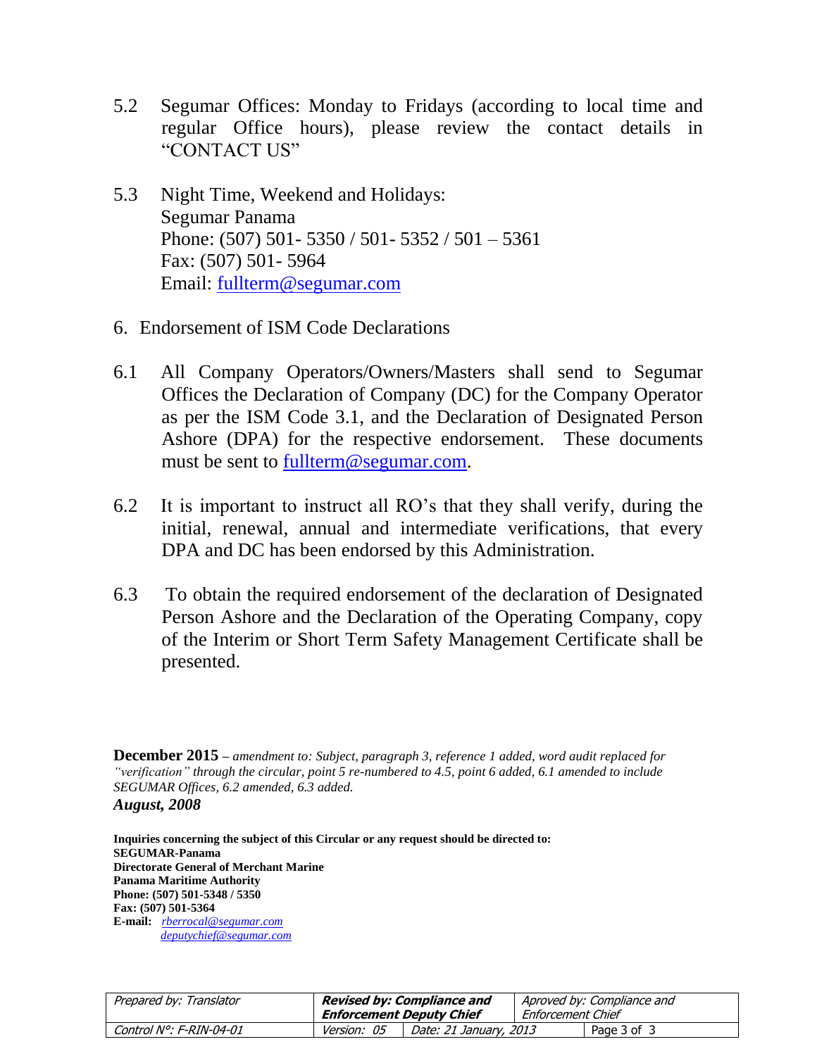5.2 Segumar Offices: Monday to Fridays (according to local time and regular Office hours), please review the contact details in "CONTACT US"

5.3 Night Time, Weekend and Holidays:
Segumar Panama
Phone: (507) 501- 5350 / 501- 5352 / 501 – 5361
Fax: (507) 501- 5964
Email: fullterm@segumar.com

6. Endorsement of ISM Code Declarations

6.1 All Company Operators/Owners/Masters shall send to Segumar Offices the Declaration of Company (DC) for the Company Operator as per the ISM Code 3.1, and the Declaration of Designated Person Ashore (DPA) for the respective endorsement. These documents must be sent to fullterm@segumar.com.

6.2 It is important to instruct all RO's that they shall verify, during the initial, renewal, annual and intermediate verifications, that every DPA and DC has been endorsed by this Administration.

6.3 To obtain the required endorsement of the declaration of Designated Person Ashore and the Declaration of the Operating Company, copy of the Interim or Short Term Safety Management Certificate shall be presented.

**December 2015** – *amendment to: Subject, paragraph 3, reference 1 added, word audit replaced for "verification" through the circular, point 5 re-numbered to 4.5, point 6 added, 6.1 amended to include SEGUMAR Offices, 6.2 amended, 6.3 added.*

***August, 2008***

**Inquiries concerning the subject of this Circular or any request should be directed to:**
**SEGUMAR-Panama**
**Directorate General of Merchant Marine**
**Panama Maritime Authority**
**Phone: (507) 501-5348 / 5350**
**Fax: (507) 501-5364**
**E-mail:** *rberrocal@segumar.com*
*deputychief@segumar.com*

| | | | |
|---|---|---|---|
| *Prepared by: Translator* | ***Revised by: Compliance and Enforcement Deputy Chief*** | | *Aproved by: Compliance and Enforcement Chief* |
| *Control N°: F-RIN-04-01* | *Version: 05* | *Date: 21 January, 2013* | |